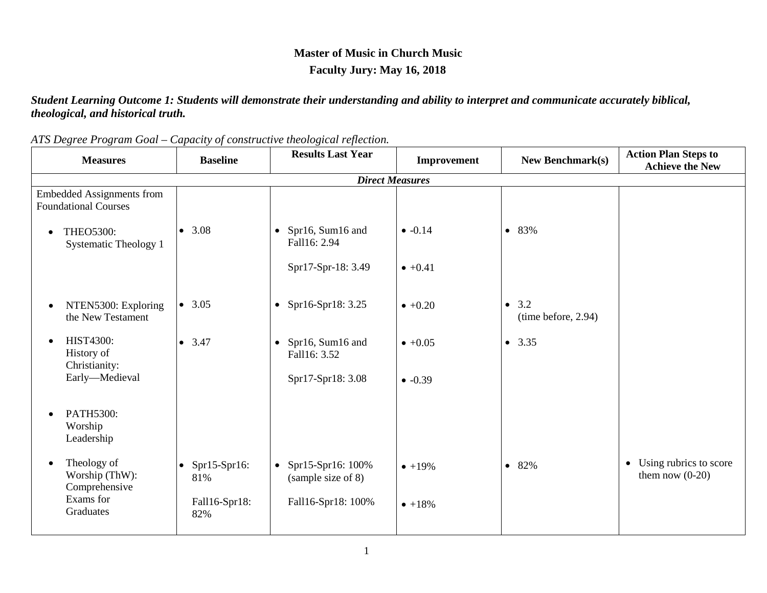# Master of Music in Church Music

## Faculty Jury: May 16, 2018

***Student Learning Outcome 1: Students will demonstrate their understanding and ability to interpret and communicate accurately biblical, theological, and historical truth.***

*ATS Degree Program Goal – Capacity of constructive theological reflection.*

| Measures | Baseline | Results Last Year | Improvement | New Benchmark(s) | Action Plan Steps to Achieve the New |
|---|---|---|---|---|---|
| ***Direct Measures*** | | | | | |
| Embedded Assignments from Foundational Courses | | | | | |
| • THEO5300: Systematic Theology 1 | • 3.08 | • Spr16, Sum16 and Fall16: 2.94<br><br>Spr17-Spr-18: 3.49 | • -0.14<br><br>• +0.41 | • 83% | |
| • NTEN5300: Exploring the New Testament | • 3.05 | • Spr16-Spr18: 3.25 | • +0.20 | • 3.2 (time before, 2.94) | |
| • HIST4300: History of Christianity: Early—Medieval | • 3.47 | • Spr16, Sum16 and Fall16: 3.52<br><br>Spr17-Spr18: 3.08 | • +0.05<br><br>• -0.39 | • 3.35 | |
| • PATH5300: Worship Leadership | | | | | |
| • Theology of Worship (ThW): Comprehensive Exams for Graduates | • Spr15-Spr16: 81%<br><br>Fall16-Spr18: 82% | • Spr15-Spr16: 100% (sample size of 8)<br><br>Fall16-Spr18: 100% | • +19%<br><br>• +18% | • 82% | • Using rubrics to score them now (0-20) |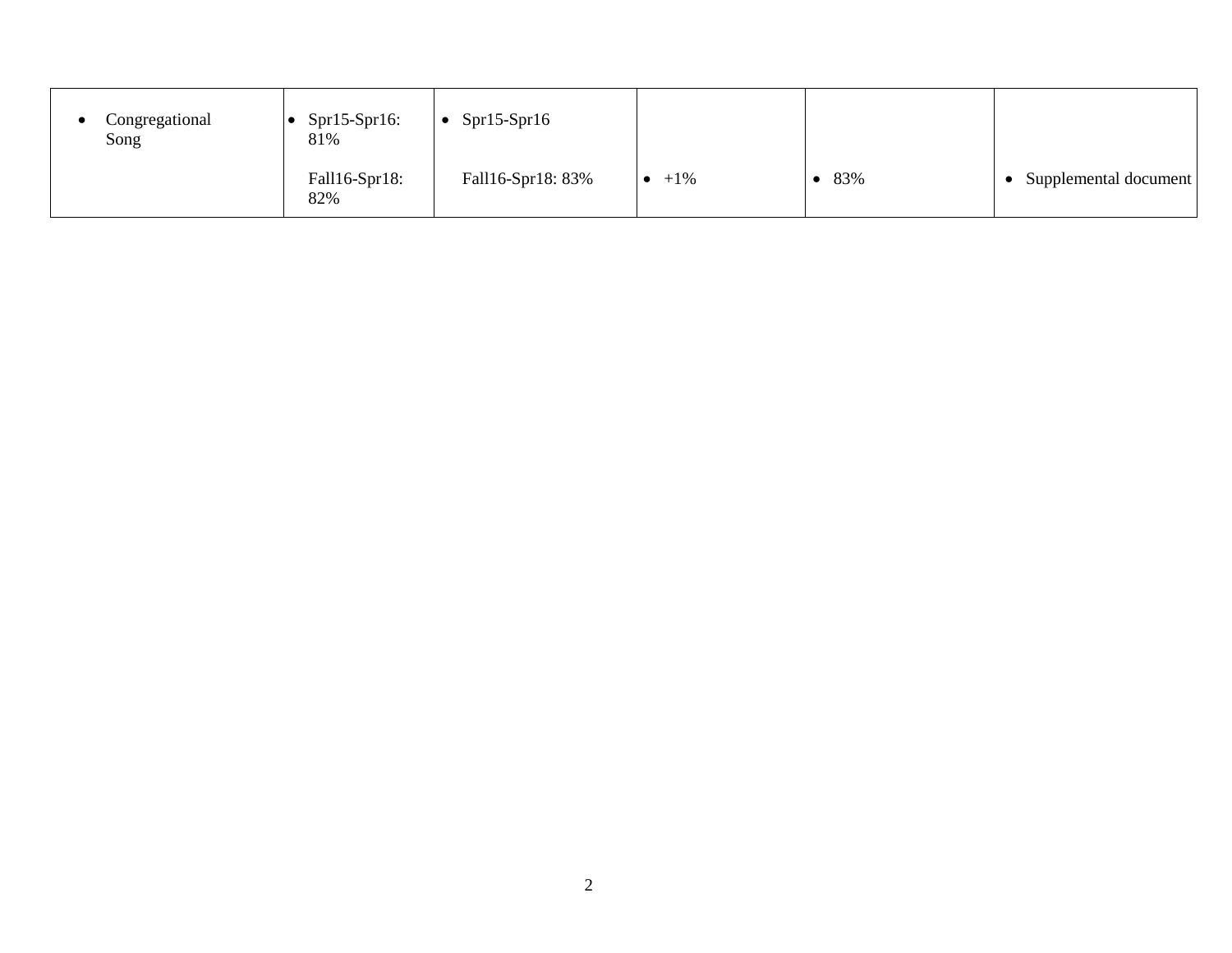| | | | | | |
|---|---|---|---|---|---|
| • Congregational Song | • Spr15-Spr16: 81%<br><br>Fall16-Spr18: 82% | • Spr15-Spr16<br><br>Fall16-Spr18: 83% | • +1% | • 83% | • Supplemental document |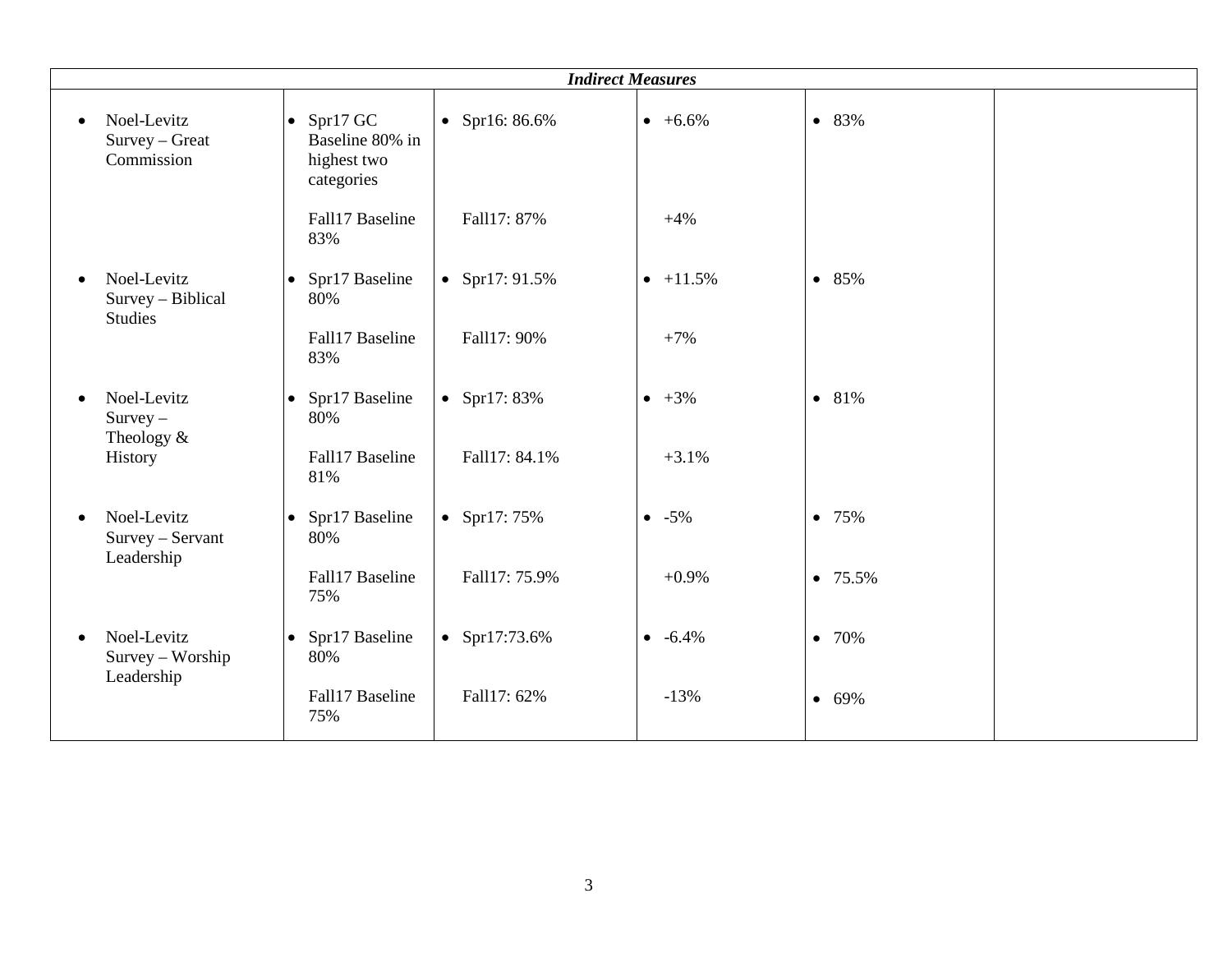| *Indirect Measures* | | | | | |
|---|---|---|---|---|---|
| • Noel-Levitz Survey – Great Commission | • Spr17 GC Baseline 80% in highest two categories<br><br>Fall17 Baseline 83% | • Spr16: 86.6%<br><br>Fall17: 87% | • +6.6%<br><br>+4% | • 83% | |
| • Noel-Levitz Survey – Biblical Studies | • Spr17 Baseline 80%<br><br>Fall17 Baseline 83% | • Spr17: 91.5%<br><br>Fall17: 90% | • +11.5%<br><br>+7% | • 85% | |
| • Noel-Levitz Survey – Theology & History | • Spr17 Baseline 80%<br><br>Fall17 Baseline 81% | • Spr17: 83%<br><br>Fall17: 84.1% | • +3%<br><br>+3.1% | • 81% | |
| • Noel-Levitz Survey – Servant Leadership | • Spr17 Baseline 80%<br><br>Fall17 Baseline 75% | • Spr17: 75%<br><br>Fall17: 75.9% | • -5%<br><br>+0.9% | • 75%<br><br>• 75.5% | |
| • Noel-Levitz Survey – Worship Leadership | • Spr17 Baseline 80%<br><br>Fall17 Baseline 75% | • Spr17:73.6%<br><br>Fall17: 62% | • -6.4%<br><br>-13% | • 70%<br><br>• 69% | |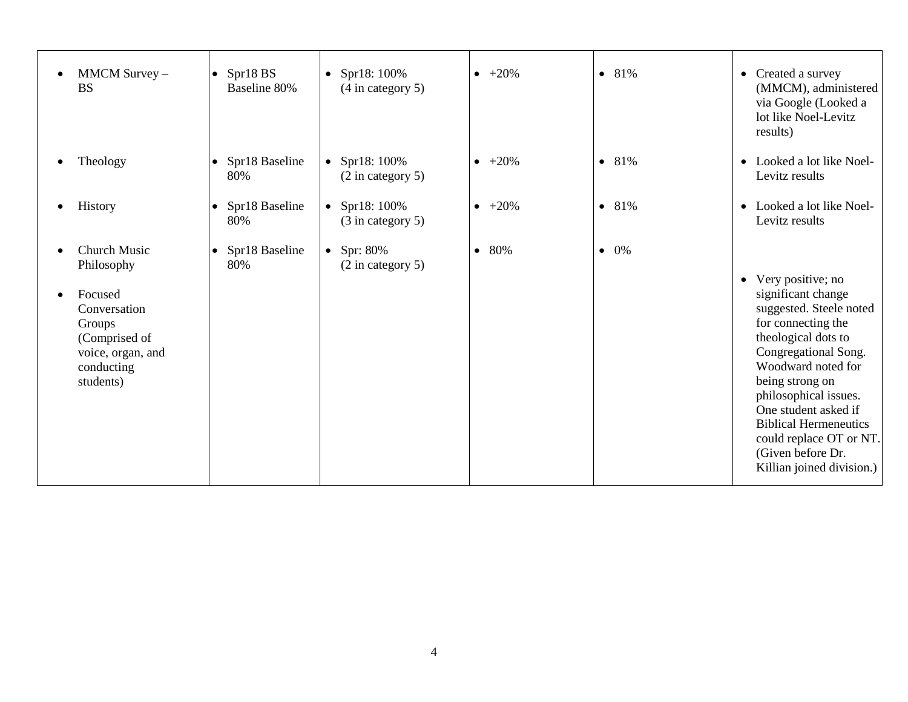| | | | | | |
|---|---|---|---|---|---|
| MMCM Survey – BS | Spr18 BS Baseline 80% | Spr18: 100% (4 in category 5) | +20% | 81% | Created a survey (MMCM), administered via Google (Looked a lot like Noel-Levitz results) |
| Theology | Spr18 Baseline 80% | Spr18: 100% (2 in category 5) | +20% | 81% | Looked a lot like Noel-Levitz results |
| History | Spr18 Baseline 80% | Spr18: 100% (3 in category 5) | +20% | 81% | Looked a lot like Noel-Levitz results |
| Church Music Philosophy | Spr18 Baseline 80% | Spr: 80% (2 in category 5) | 80% | 0% | |
| Focused Conversation Groups (Comprised of voice, organ, and conducting students) | | | | | Very positive; no significant change suggested. Steele noted for connecting the theological dots to Congregational Song. Woodward noted for being strong on philosophical issues. One student asked if Biblical Hermeneutics could replace OT or NT. (Given before Dr. Killian joined division.) |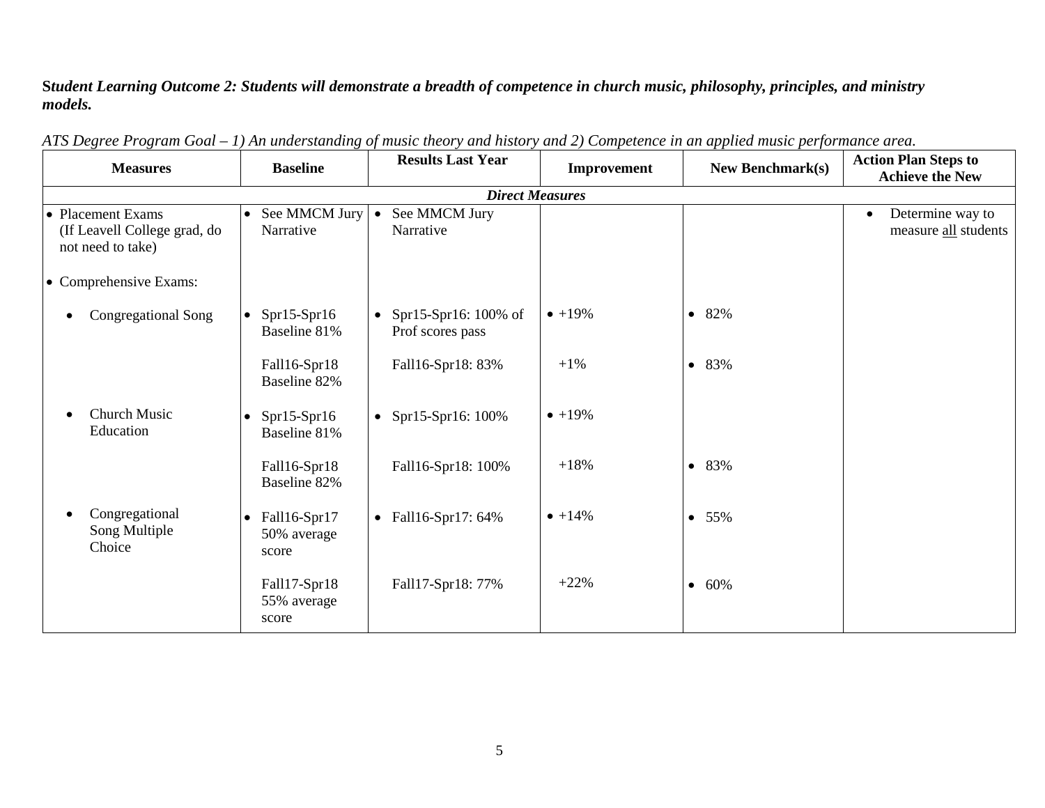***Student Learning Outcome 2: Students will demonstrate a breadth of competence in church music, philosophy, principles, and ministry models.***

*ATS Degree Program Goal – 1) An understanding of music theory and history and 2) Competence in an applied music performance area.*

| Measures | Baseline | Results Last Year | Improvement | New Benchmark(s) | Action Plan Steps to Achieve the New |
|---|---|---|---|---|---|
| ***Direct Measures*** | | | | | |
| • Placement Exams (If Leavell College grad, do not need to take) | • See MMCM Jury Narrative | • See MMCM Jury Narrative | | | • Determine way to measure <u>all</u> students |
| • Comprehensive Exams: | | | | | |
| • Congregational Song | • Spr15-Spr16 Baseline 81% | • Spr15-Spr16: 100% of Prof scores pass | • +19% | • 82% | |
| | Fall16-Spr18 Baseline 82% | Fall16-Spr18: 83% | +1% | • 83% | |
| • Church Music Education | • Spr15-Spr16 Baseline 81% | • Spr15-Spr16: 100% | • +19% | | |
| | Fall16-Spr18 Baseline 82% | Fall16-Spr18: 100% | +18% | • 83% | |
| • Congregational Song Multiple Choice | • Fall16-Spr17 50% average score | • Fall16-Spr17: 64% | • +14% | • 55% | |
| | Fall17-Spr18 55% average score | Fall17-Spr18: 77% | +22% | • 60% | |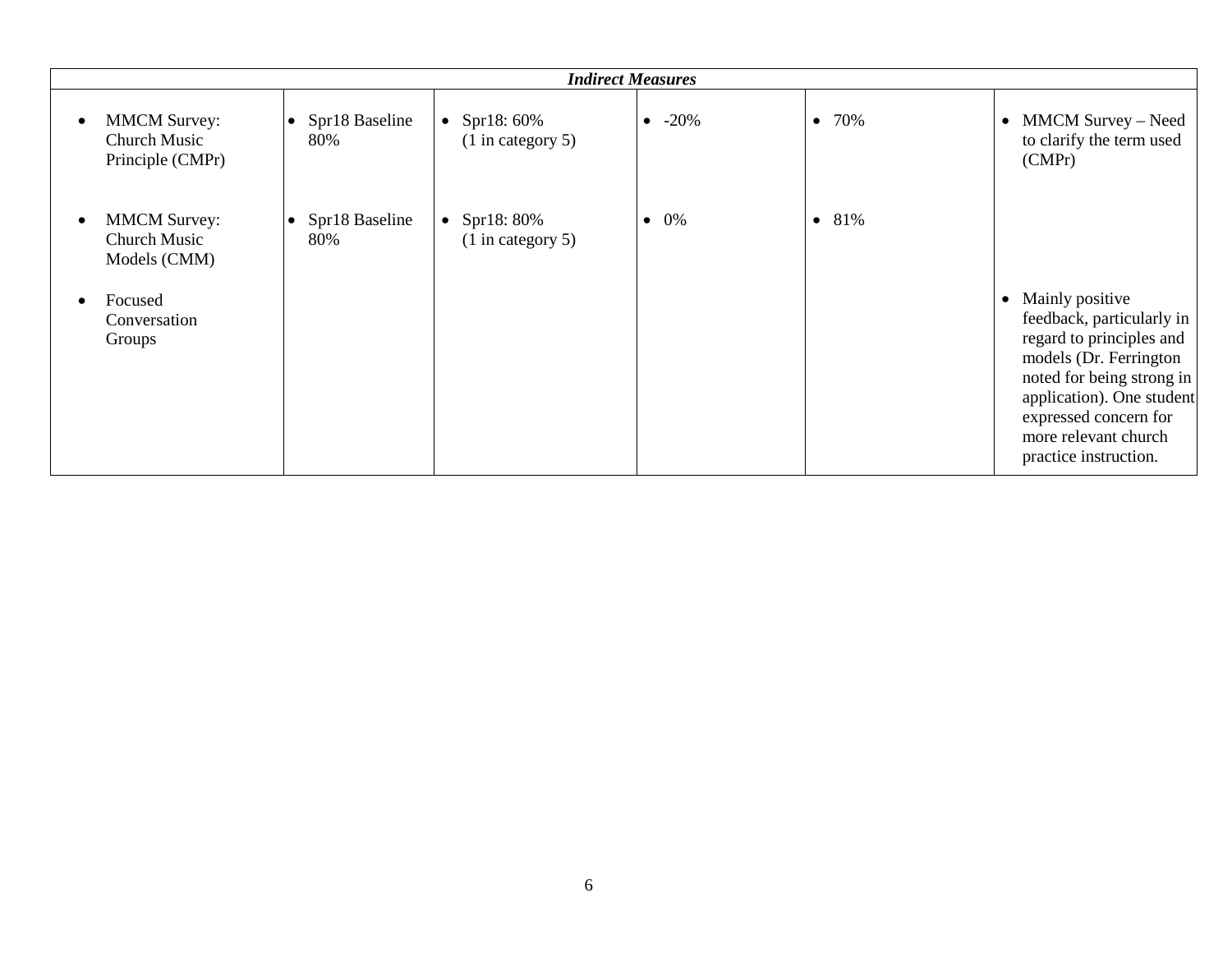| *Indirect Measures* | | | | | |
|---|---|---|---|---|---|
| • MMCM Survey: Church Music Principle (CMPr) | • Spr18 Baseline 80% | • Spr18: 60% (1 in category 5) | • -20% | • 70% | • MMCM Survey – Need to clarify the term used (CMPr) |
| • MMCM Survey: Church Music Models (CMM) | • Spr18 Baseline 80% | • Spr18: 80% (1 in category 5) | • 0% | • 81% | |
| • Focused Conversation Groups | | | | | • Mainly positive feedback, particularly in regard to principles and models (Dr. Ferrington noted for being strong in application). One student expressed concern for more relevant church practice instruction. |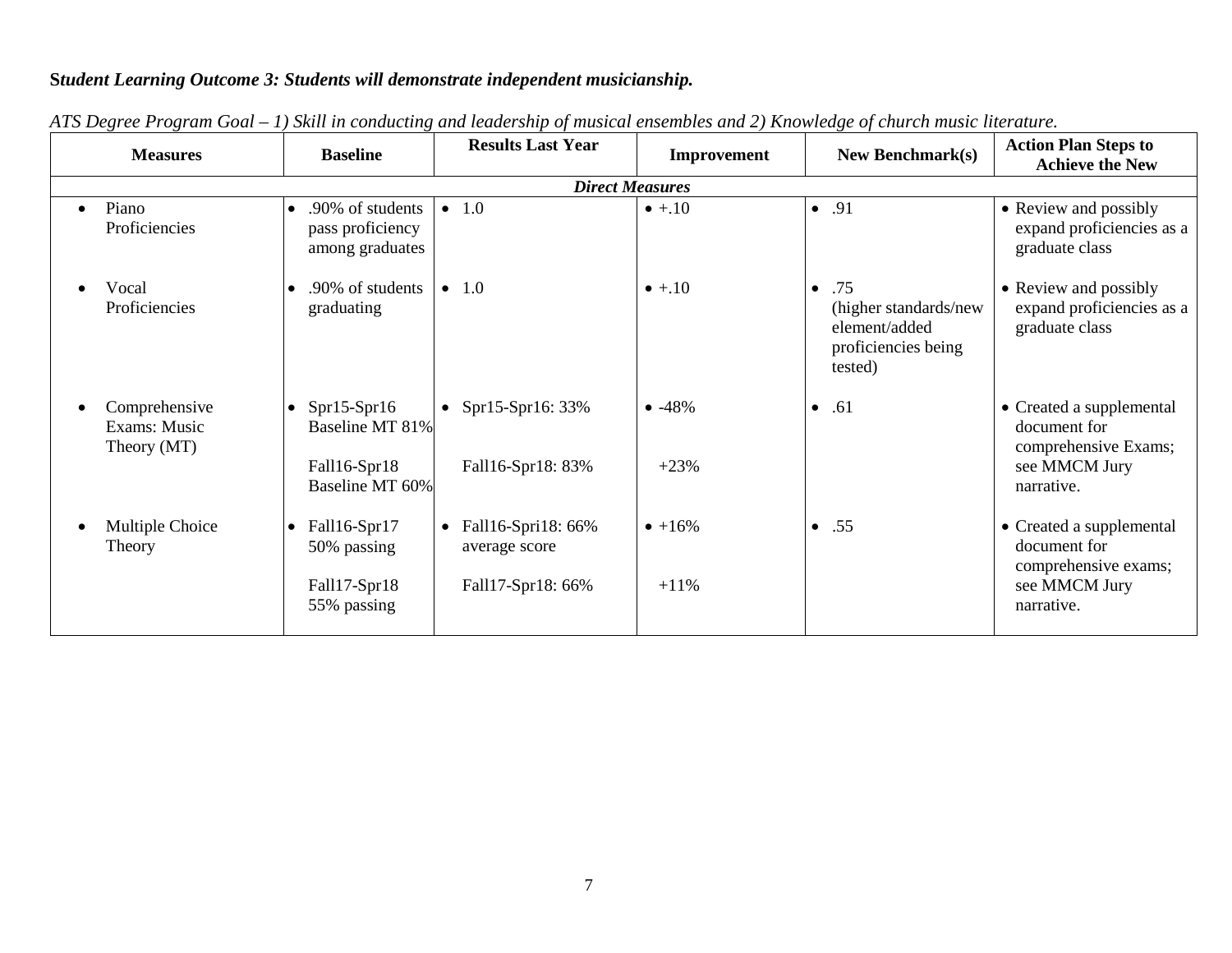**Student Learning Outcome 3: Students will demonstrate independent musicianship.**

*ATS Degree Program Goal – 1) Skill in conducting and leadership of musical ensembles and 2) Knowledge of church music literature.*

| Measures | Baseline | Results Last Year | Improvement | New Benchmark(s) | Action Plan Steps to Achieve the New |
|---|---|---|---|---|---|
| ***Direct Measures*** | | | | | |
| • Piano Proficiencies | • .90% of students pass proficiency among graduates | • 1.0 | • +.10 | • .91 | • Review and possibly expand proficiencies as a graduate class |
| • Vocal Proficiencies | • .90% of students graduating | • 1.0 | • +.10 | • .75 (higher standards/new element/added proficiencies being tested) | • Review and possibly expand proficiencies as a graduate class |
| • Comprehensive Exams: Music Theory (MT) | • Spr15-Spr16 Baseline MT 81%<br><br>Fall16-Spr18 Baseline MT 60% | • Spr15-Spr16: 33%<br><br>Fall16-Spr18: 83% | • -48%<br><br>+23% | • .61 | • Created a supplemental document for comprehensive Exams; see MMCM Jury narrative. |
| • Multiple Choice Theory | • Fall16-Spr17 50% passing<br><br>Fall17-Spr18 55% passing | • Fall16-Spri18: 66% average score<br><br>Fall17-Spr18: 66% | • +16%<br><br>+11% | • .55 | • Created a supplemental document for comprehensive exams; see MMCM Jury narrative. |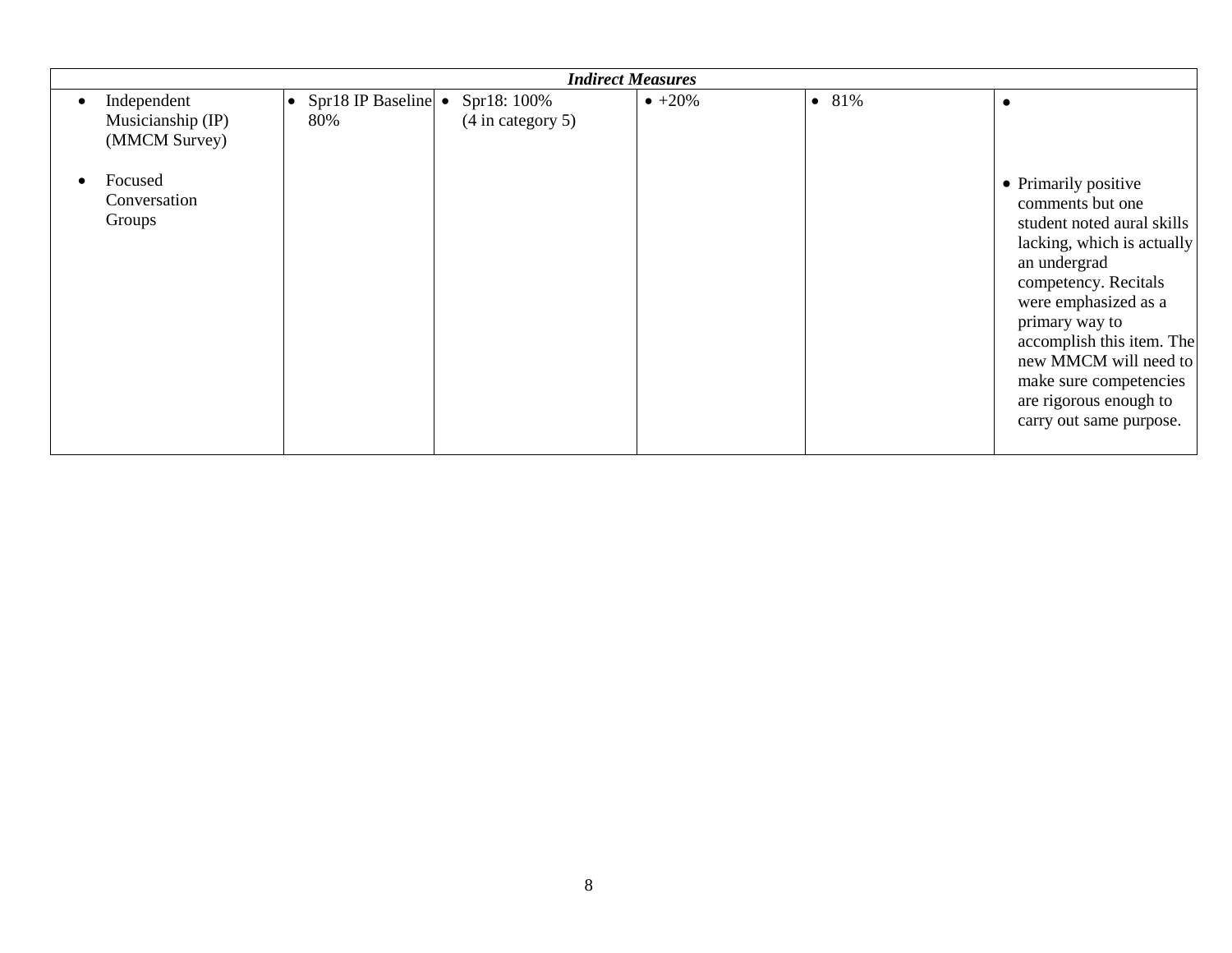| *Indirect Measures* | | | | | |
|---|---|---|---|---|---|
| • Independent Musicianship (IP) (MMCM Survey)<br><br>• Focused Conversation Groups | • Spr18 IP Baseline 80% | • Spr18: 100% (4 in category 5) | • +20% | • 81% | •<br><br>• Primarily positive comments but one student noted aural skills lacking, which is actually an undergrad competency. Recitals were emphasized as a primary way to accomplish this item. The new MMCM will need to make sure competencies are rigorous enough to carry out same purpose. |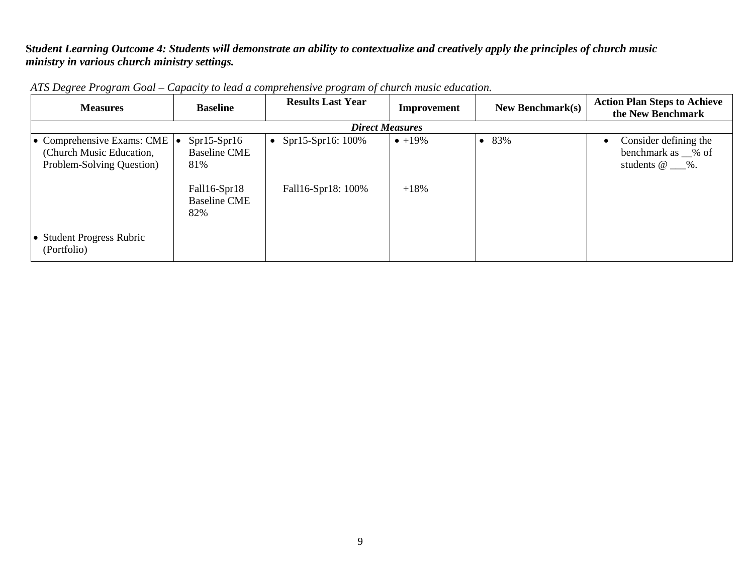***Student Learning Outcome 4: Students will demonstrate an ability to contextualize and creatively apply the principles of church music ministry in various church ministry settings.***

*ATS Degree Program Goal – Capacity to lead a comprehensive program of church music education.*

| Measures | Baseline | Results Last Year | Improvement | New Benchmark(s) | Action Plan Steps to Achieve the New Benchmark |
|---|---|---|---|---|---|
| ***Direct Measures*** | | | | | |
| • Comprehensive Exams: CME (Church Music Education, Problem-Solving Question) | • Spr15-Spr16 Baseline CME 81% | • Spr15-Spr16: 100% | • +19% | • 83% | • Consider defining the benchmark as __% of students @ ___%. |
| | Fall16-Spr18 Baseline CME 82% | Fall16-Spr18: 100% | +18% | | |
| • Student Progress Rubric (Portfolio) | | | | | |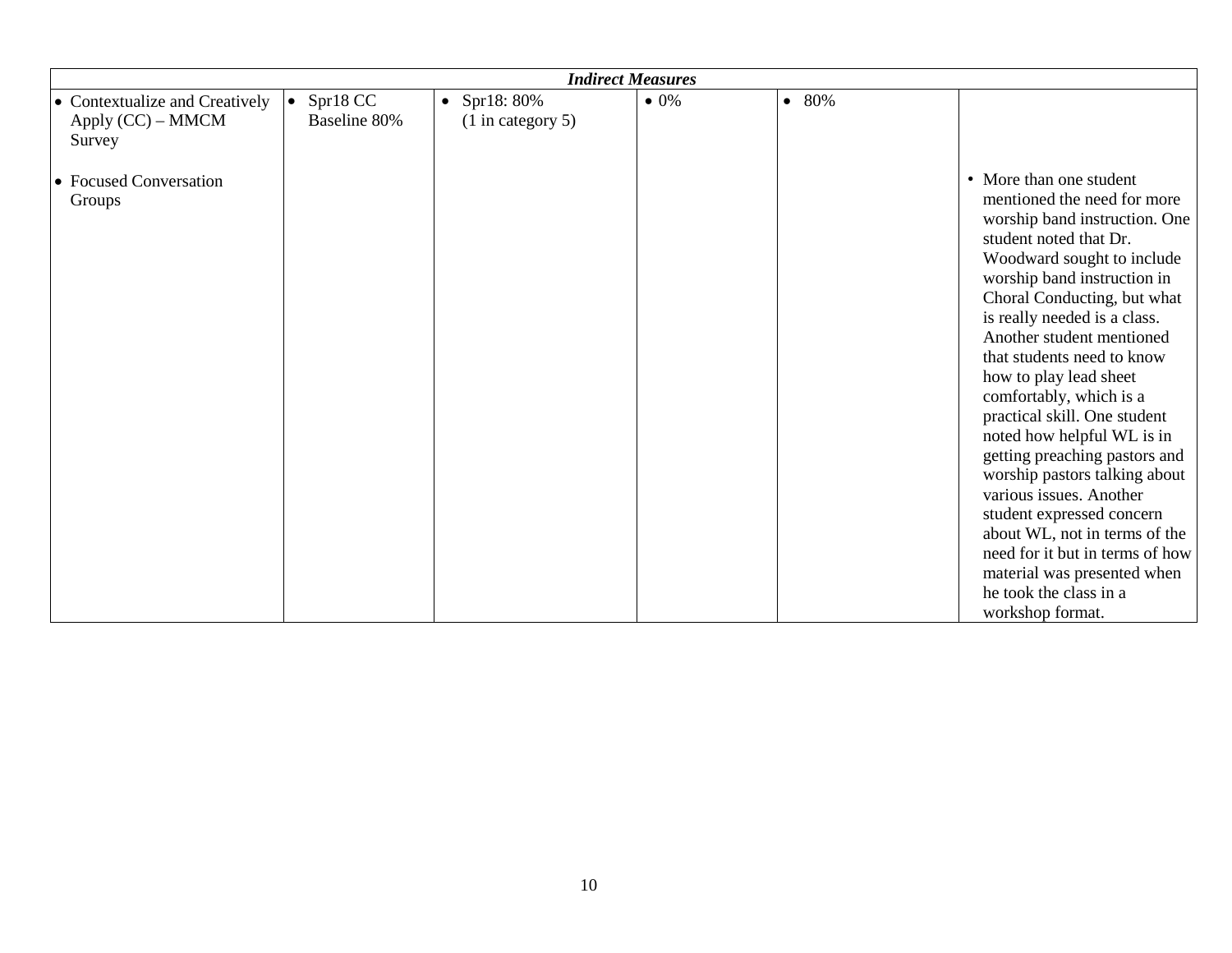| *Indirect Measures* | | | | | |
|---|---|---|---|---|---|
| • Contextualize and Creatively Apply (CC) – MMCM Survey | • Spr18 CC Baseline 80% | • Spr18: 80% (1 in category 5) | • 0% | • 80% | |
| • Focused Conversation Groups | | | | | • More than one student mentioned the need for more worship band instruction. One student noted that Dr. Woodward sought to include worship band instruction in Choral Conducting, but what is really needed is a class. Another student mentioned that students need to know how to play lead sheet comfortably, which is a practical skill. One student noted how helpful WL is in getting preaching pastors and worship pastors talking about various issues. Another student expressed concern about WL, not in terms of the need for it but in terms of how material was presented when he took the class in a workshop format. |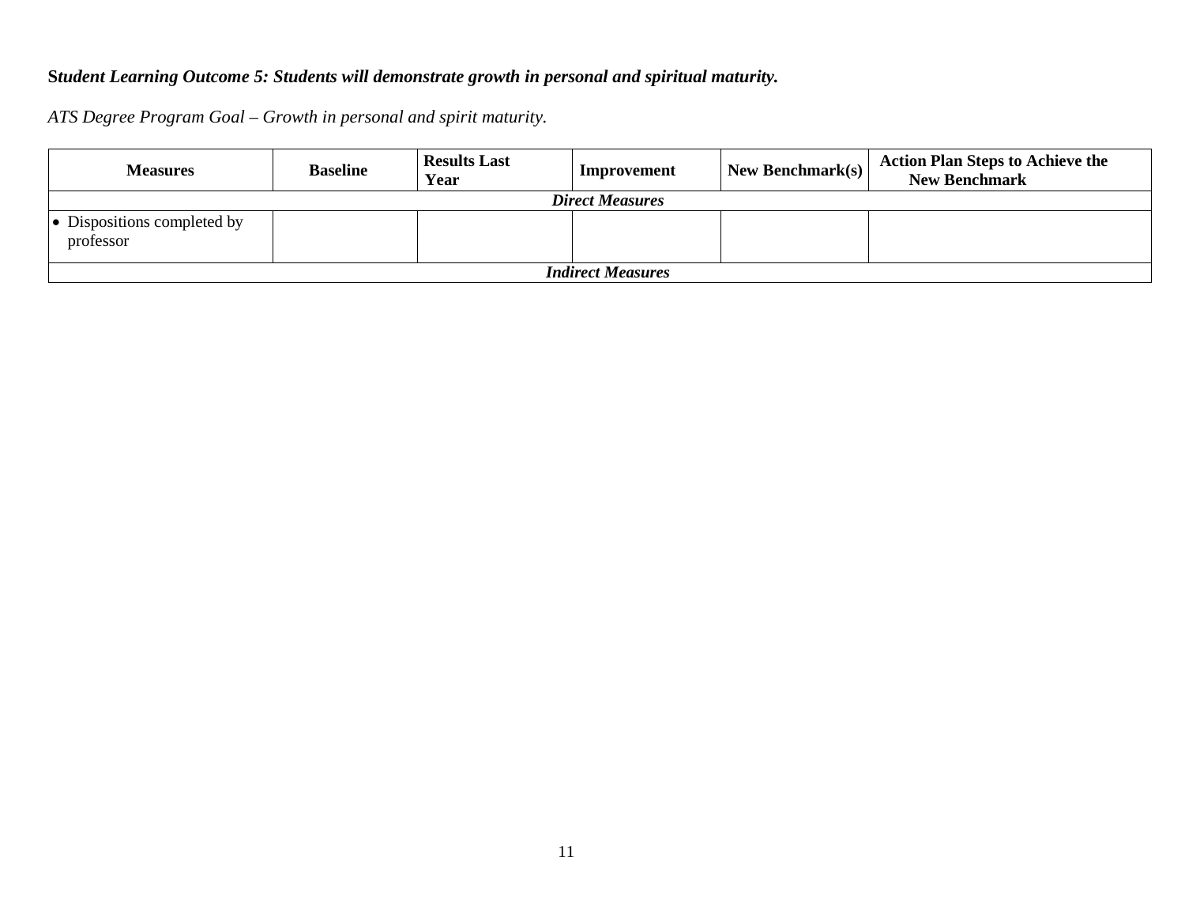**Student Learning Outcome 5: Students will demonstrate growth in personal and spiritual maturity.**

*ATS Degree Program Goal – Growth in personal and spirit maturity.*

| Measures | Baseline | Results Last Year | Improvement | New Benchmark(s) | Action Plan Steps to Achieve the New Benchmark |
|---|---|---|---|---|---|
| ***Direct Measures*** | | | | | |
| • Dispositions completed by professor | | | | | |
| ***Indirect Measures*** | | | | | |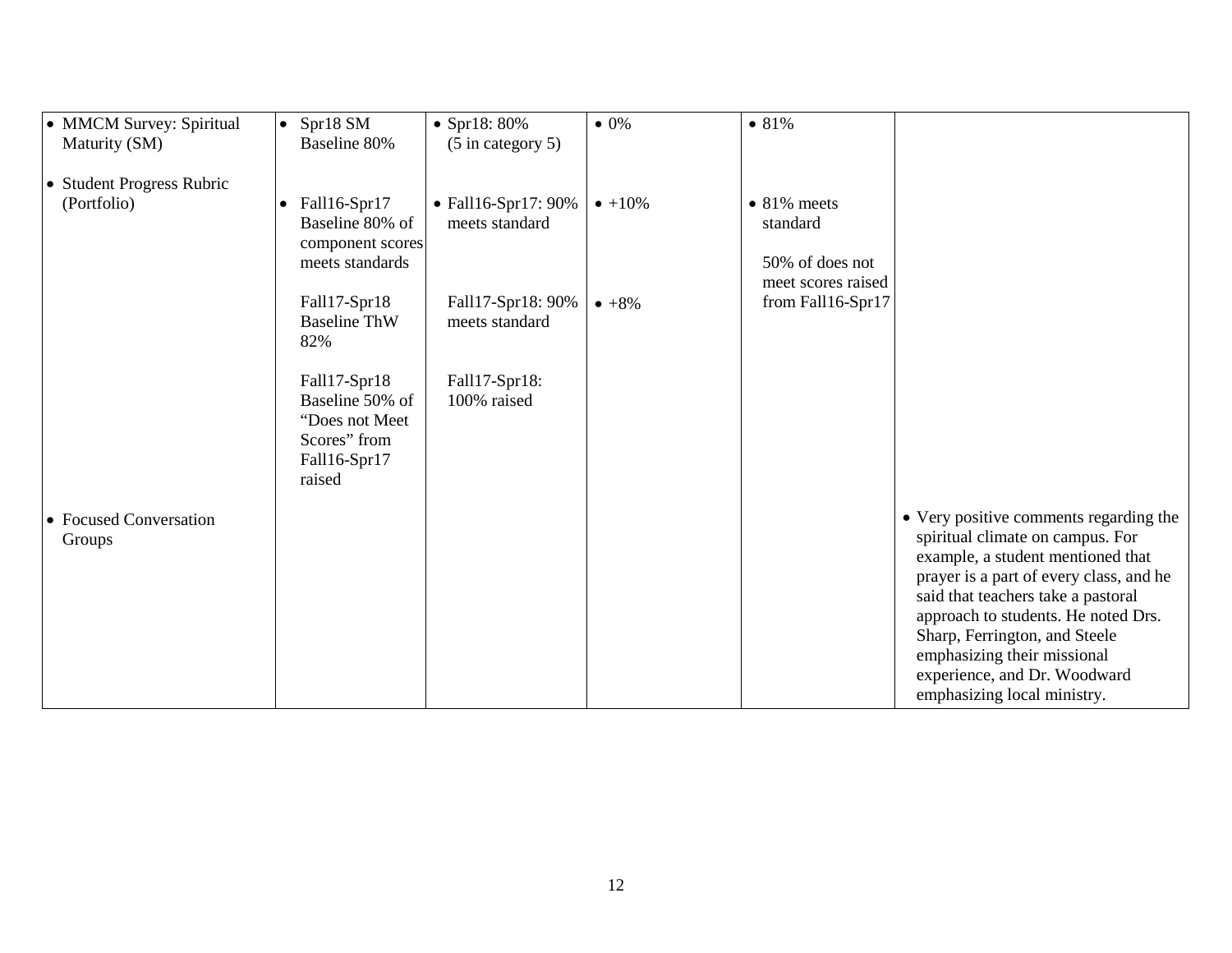| | | | | | |
|---|---|---|---|---|---|
| • MMCM Survey: Spiritual Maturity (SM) | • Spr18 SM Baseline 80% | • Spr18: 80% (5 in category 5) | • 0% | • 81% | |
| • Student Progress Rubric (Portfolio) | • Fall16-Spr17 Baseline 80% of component scores meets standards<br><br>Fall17-Spr18 Baseline ThW 82%<br><br>Fall17-Spr18 Baseline 50% of "Does not Meet Scores" from Fall16-Spr17 raised | • Fall16-Spr17: 90% meets standard<br><br>Fall17-Spr18: 90% meets standard<br><br>Fall17-Spr18: 100% raised | • +10%<br><br>• +8% | • 81% meets standard<br><br>50% of does not meet scores raised from Fall16-Spr17 | |
| • Focused Conversation Groups | | | | | • Very positive comments regarding the spiritual climate on campus. For example, a student mentioned that prayer is a part of every class, and he said that teachers take a pastoral approach to students. He noted Drs. Sharp, Ferrington, and Steele emphasizing their missional experience, and Dr. Woodward emphasizing local ministry. |